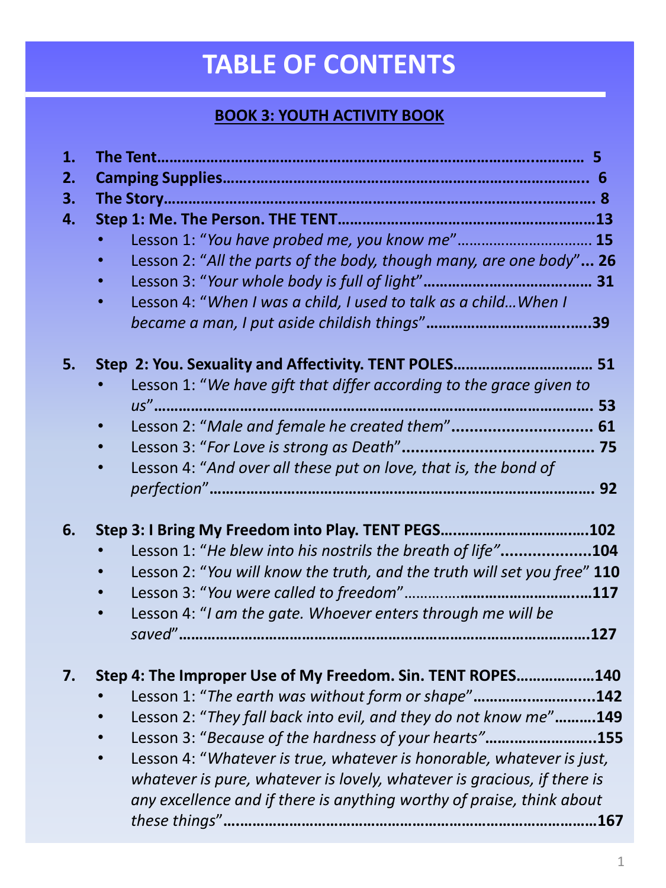# TABLE OF CONTENTS

## BOOK 3: YOUTH ACTIVITY BOOK

1. **The Tent……………………………………………………………………………………… 5**
2. **Camping Supplies…….………………………………………………………………… 6**
3. **The Story…………………………………………………………………………………… 8**
4. **Step 1: Me. The Person. THE TENT…………………………………………………13**
   - Lesson 1: "*You have probed me, you know me*"……………………………… 15
   - Lesson 2: "*All the parts of the body, though many, are one body*"**... 26**
   - Lesson 3: "*Your whole body is full of light*"**…………………………………. 31**
   - Lesson 4: "*When I was a child, I used to talk as a child…When I became a man, I put aside childish things*"**……………………………..…39**

5. **Step 2: You. Sexuality and Affectivity. TENT POLES…………………………… 51**
   - Lesson 1: "*We have gift that differ according to the grace given to us*"**…………………………………………………………………………………… 53**
   - Lesson 2: "*Male and female he created them*"**………………………….. 61**
   - Lesson 3: "*For Love is strong as Death*"**…………………………………… 75**
   - Lesson 4: "*And over all these put on love, that is, the bond of perfection*"**………………………………………………………………………… 92**

6. **Step 3: I Bring My Freedom into Play. TENT PEGS……………………………102**
   - Lesson 1: "*He blew into his nostrils the breath of life"***………………..104**
   - Lesson 2: "*You will know the truth, and the truth will set you free*" **110**
   - Lesson 3: "*You were called to freedom*"……….**……………………….…117**
   - Lesson 4: "*I am the gate. Whoever enters through me will be saved*"**…………………………………………………………………………….127**

7. **Step 4: The Improper Use of My Freedom. Sin. TENT ROPES………………140**
   - Lesson 1: "*The earth was without form or shape*"**………………………..142**
   - Lesson 2: "*They fall back into evil, and they do not know me*"**……….149**
   - Lesson 3: "*Because of the hardness of your hearts"***…………………….155**
   - Lesson 4: "*Whatever is true, whatever is honorable, whatever is just, whatever is pure, whatever is lovely, whatever is gracious, if there is any excellence and if there is anything worthy of praise, think about these things*"**……………………………………………………………………167**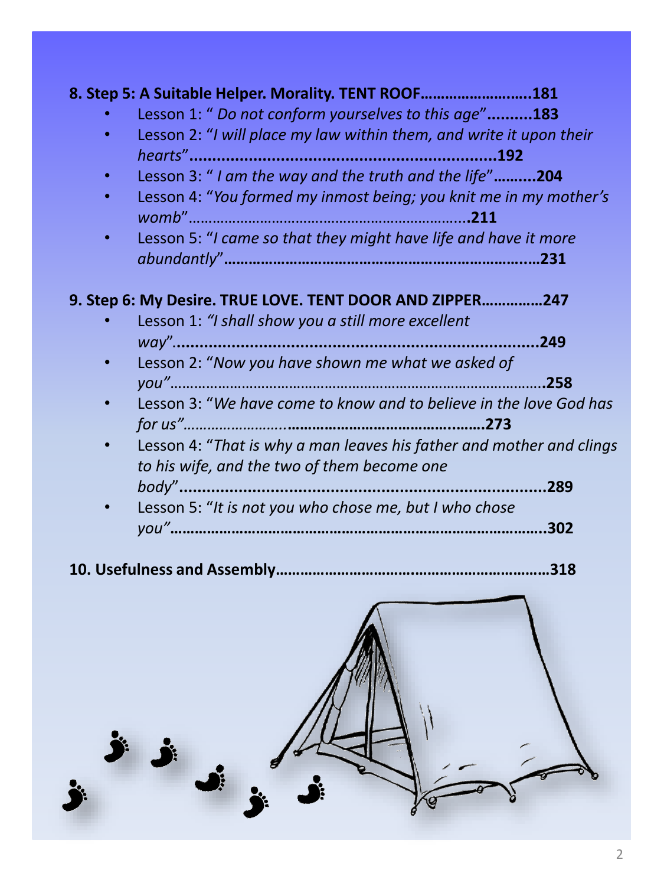**8. Step 5: A Suitable Helper. Morality. TENT ROOF……………………..181**

- Lesson 1: " *Do not conform yourselves to this age*" **……….183**
- Lesson 2: "*I will place my law within them, and write it upon their hearts*"**……………………………………………………….192**
- Lesson 3: " *I am the way and the truth and the life*" **……….204**
- Lesson 4: "*You formed my inmost being; you knit me in my mother's womb*"……………………………………………………….**211**
- Lesson 5: "*I came so that they might have life and have it more abundantly*"**……………………………………………………….231**

**9. Step 6: My Desire. TRUE LOVE. TENT DOOR AND ZIPPER……………247**

- Lesson 1: *"I shall show you a still more excellent way*"**…………………………………………………………………….249**
- Lesson 2: "*Now you have shown me what we asked of you"*…………………………………………………………………………**.258**
- Lesson 3: "*We have come to know and to believe in the love God has for us"*……………………**………………………………………273**
- Lesson 4: "*That is why a man leaves his father and mother and clings to his wife, and the two of them become one body*"**…………………………………………………………………….289**
- Lesson 5: "*It is not you who chose me, but I who chose you"***…………………………………………………………………………302**

**10. Usefulness and Assembly…………………………………………………………318**